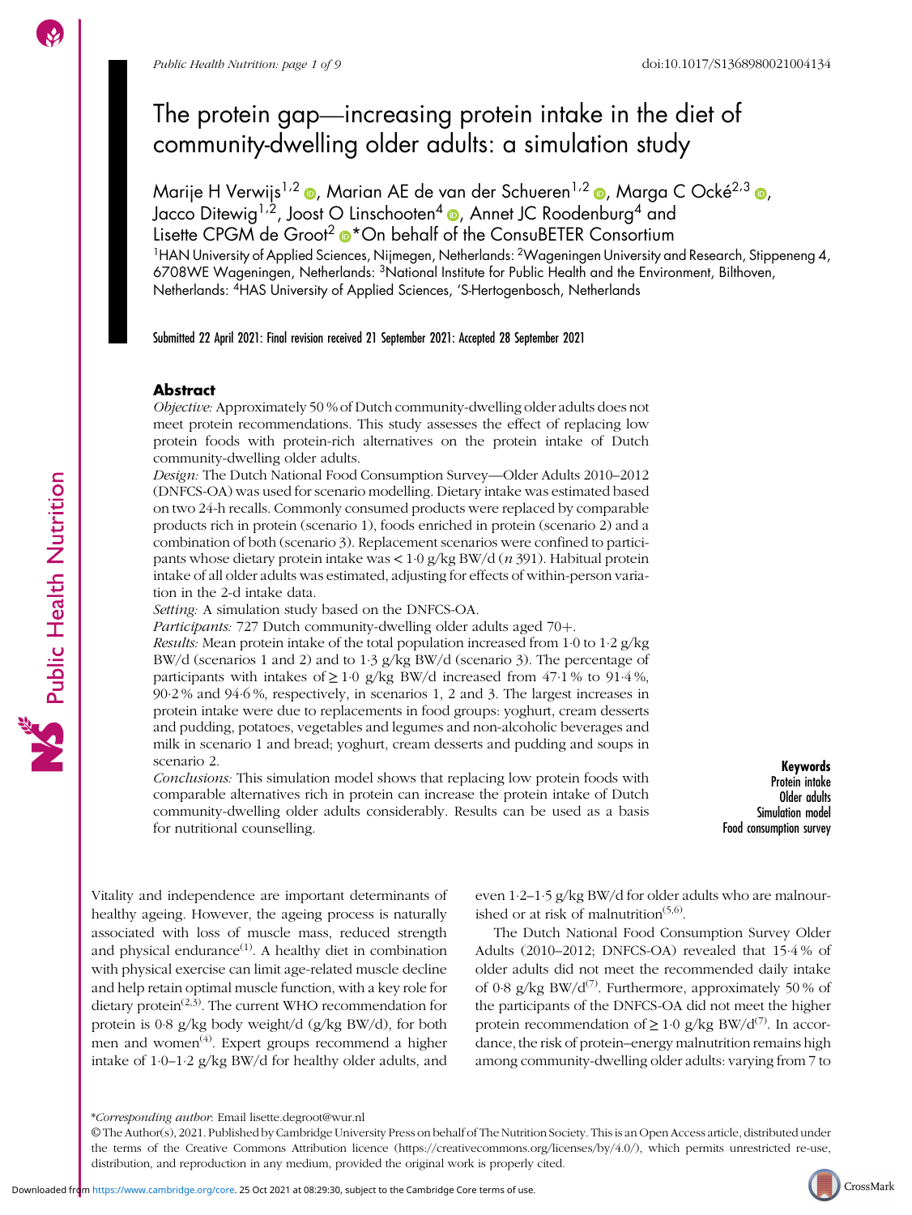# The protein gap—increasing protein intake in the diet of community-dwelling older adults: a simulation study

Marije H Verwijs[1,2], Marian AE de van der Schueren[1,2], Marga C Ocké[2,3], Jacco Ditewig[1,2], Joost O Linschooten[4], Annet JC Roodenburg[4] and Lisette CPGM de Groot[2]* On behalf of the ConsuBETER Consortium

[1]HAN University of Applied Sciences, Nijmegen, Netherlands: [2]Wageningen University and Research, Stippeneng 4, 6708WE Wageningen, Netherlands: [3]National Institute for Public Health and the Environment, Bilthoven, Netherlands: [4]HAS University of Applied Sciences, 'S-Hertogenbosch, Netherlands

Submitted 22 April 2021: Final revision received 21 September 2021: Accepted 28 September 2021

## Abstract

*Objective:* Approximately 50 % of Dutch community-dwelling older adults does not meet protein recommendations. This study assesses the effect of replacing low protein foods with protein-rich alternatives on the protein intake of Dutch community-dwelling older adults.

*Design:* The Dutch National Food Consumption Survey—Older Adults 2010–2012 (DNFCS-OA) was used for scenario modelling. Dietary intake was estimated based on two 24-h recalls. Commonly consumed products were replaced by comparable products rich in protein (scenario 1), foods enriched in protein (scenario 2) and a combination of both (scenario 3). Replacement scenarios were confined to participants whose dietary protein intake was < 1·0 g/kg BW/d (*n* 391). Habitual protein intake of all older adults was estimated, adjusting for effects of within-person variation in the 2-d intake data.

*Setting:* A simulation study based on the DNFCS-OA.

*Participants:* 727 Dutch community-dwelling older adults aged 70+.

*Results:* Mean protein intake of the total population increased from 1·0 to 1·2 g/kg BW/d (scenarios 1 and 2) and to 1·3 g/kg BW/d (scenario 3). The percentage of participants with intakes of ≥ 1·0 g/kg BW/d increased from 47·1 % to 91·4 %, 90·2 % and 94·6 %, respectively, in scenarios 1, 2 and 3. The largest increases in protein intake were due to replacements in food groups: yoghurt, cream desserts and pudding, potatoes, vegetables and legumes and non-alcoholic beverages and milk in scenario 1 and bread; yoghurt, cream desserts and pudding and soups in scenario 2.

*Conclusions:* This simulation model shows that replacing low protein foods with comparable alternatives rich in protein can increase the protein intake of Dutch community-dwelling older adults considerably. Results can be used as a basis for nutritional counselling.

**Keywords**
Protein intake
Older adults
Simulation model
Food consumption survey

Vitality and independence are important determinants of healthy ageing. However, the ageing process is naturally associated with loss of muscle mass, reduced strength and physical endurance[1]. A healthy diet in combination with physical exercise can limit age-related muscle decline and help retain optimal muscle function, with a key role for dietary protein[2,3]. The current WHO recommendation for protein is 0·8 g/kg body weight/d (g/kg BW/d), for both men and women[4]. Expert groups recommend a higher intake of 1·0–1·2 g/kg BW/d for healthy older adults, and even 1·2–1·5 g/kg BW/d for older adults who are malnourished or at risk of malnutrition[5,6].

The Dutch National Food Consumption Survey Older Adults (2010–2012; DNFCS-OA) revealed that 15·4 % of older adults did not meet the recommended daily intake of 0·8 g/kg BW/d[7]. Furthermore, approximately 50 % of the participants of the DNFCS-OA did not meet the higher protein recommendation of ≥ 1·0 g/kg BW/d[7]. In accordance, the risk of protein–energy malnutrition remains high among community-dwelling older adults: varying from 7 to

*Corresponding author: Email lisette.degroot@wur.nl

© The Author(s), 2021. Published by Cambridge University Press on behalf of The Nutrition Society. This is an Open Access article, distributed under the terms of the Creative Commons Attribution licence (https://creativecommons.org/licenses/by/4.0/), which permits unrestricted re-use, distribution, and reproduction in any medium, provided the original work is properly cited.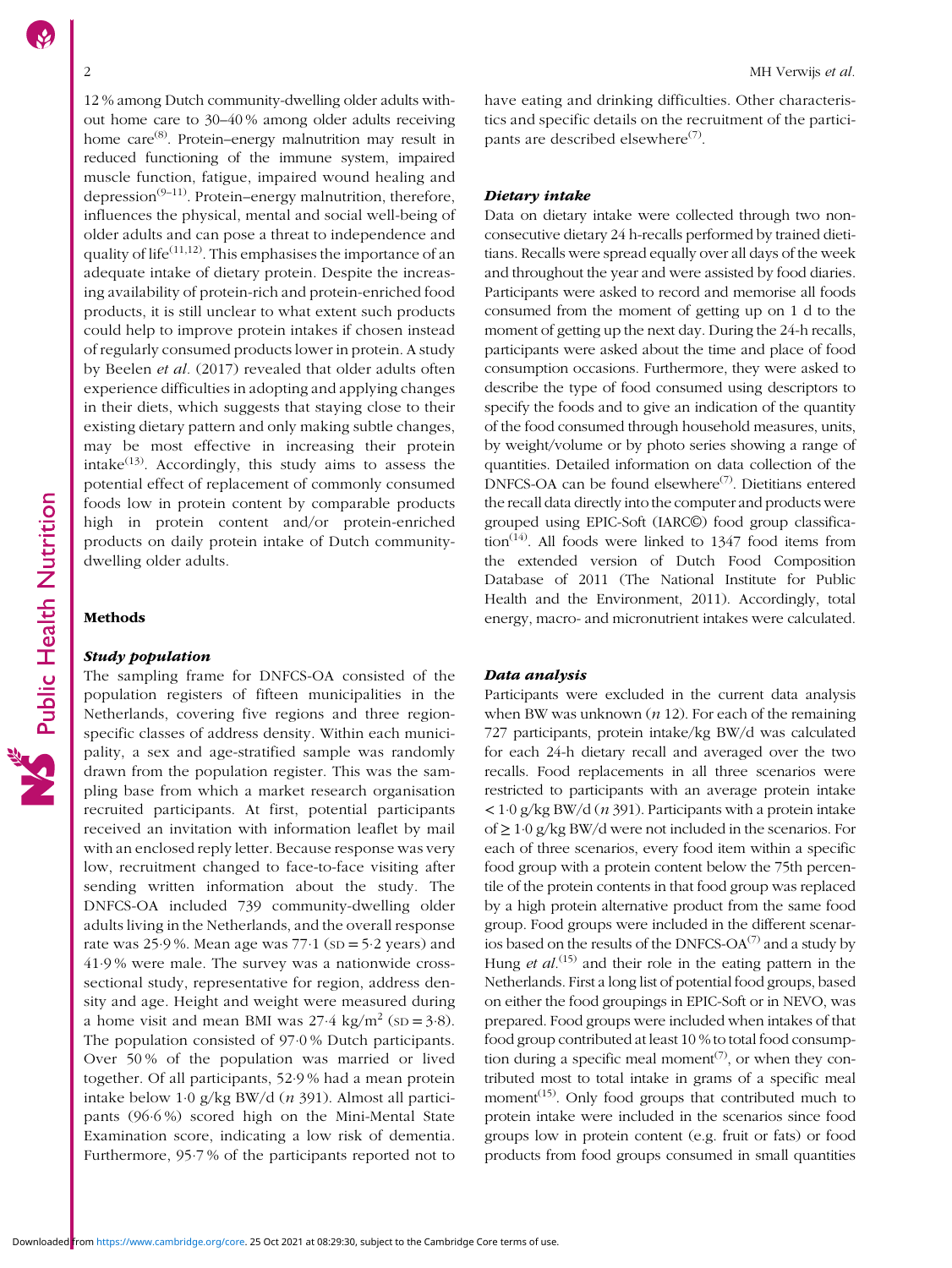12 % among Dutch community-dwelling older adults without home care to 30–40 % among older adults receiving home care[8]. Protein–energy malnutrition may result in reduced functioning of the immune system, impaired muscle function, fatigue, impaired wound healing and depression[9–11]. Protein–energy malnutrition, therefore, influences the physical, mental and social well-being of older adults and can pose a threat to independence and quality of life[11,12]. This emphasises the importance of an adequate intake of dietary protein. Despite the increasing availability of protein-rich and protein-enriched food products, it is still unclear to what extent such products could help to improve protein intakes if chosen instead of regularly consumed products lower in protein. A study by Beelen *et al.* (2017) revealed that older adults often experience difficulties in adopting and applying changes in their diets, which suggests that staying close to their existing dietary pattern and only making subtle changes, may be most effective in increasing their protein intake[13]. Accordingly, this study aims to assess the potential effect of replacement of commonly consumed foods low in protein content by comparable products high in protein content and/or protein-enriched products on daily protein intake of Dutch community-dwelling older adults.

## Methods

### Study population

The sampling frame for DNFCS-OA consisted of the population registers of fifteen municipalities in the Netherlands, covering five regions and three region-specific classes of address density. Within each municipality, a sex and age-stratified sample was randomly drawn from the population register. This was the sampling base from which a market research organisation recruited participants. At first, potential participants received an invitation with information leaflet by mail with an enclosed reply letter. Because response was very low, recruitment changed to face-to-face visiting after sending written information about the study. The DNFCS-OA included 739 community-dwelling older adults living in the Netherlands, and the overall response rate was 25·9 %. Mean age was 77·1 (SD = 5·2 years) and 41·9 % were male. The survey was a nationwide cross-sectional study, representative for region, address density and age. Height and weight were measured during a home visit and mean BMI was 27·4 kg/m$^2$ (SD = 3·8). The population consisted of 97·0 % Dutch participants. Over 50 % of the population was married or lived together. Of all participants, 52·9 % had a mean protein intake below 1·0 g/kg BW/d (*n* 391). Almost all participants (96·6 %) scored high on the Mini-Mental State Examination score, indicating a low risk of dementia. Furthermore, 95·7 % of the participants reported not to have eating and drinking difficulties. Other characteristics and specific details on the recruitment of the participants are described elsewhere[7].

### Dietary intake

Data on dietary intake were collected through two non-consecutive dietary 24 h-recalls performed by trained dietitians. Recalls were spread equally over all days of the week and throughout the year and were assisted by food diaries. Participants were asked to record and memorise all foods consumed from the moment of getting up on 1 d to the moment of getting up the next day. During the 24-h recalls, participants were asked about the time and place of food consumption occasions. Furthermore, they were asked to describe the type of food consumed using descriptors to specify the foods and to give an indication of the quantity of the food consumed through household measures, units, by weight/volume or by photo series showing a range of quantities. Detailed information on data collection of the DNFCS-OA can be found elsewhere[7]. Dietitians entered the recall data directly into the computer and products were grouped using EPIC-Soft (IARC©) food group classification[14]. All foods were linked to 1347 food items from the extended version of Dutch Food Composition Database of 2011 (The National Institute for Public Health and the Environment, 2011). Accordingly, total energy, macro- and micronutrient intakes were calculated.

### Data analysis

Participants were excluded in the current data analysis when BW was unknown (*n* 12). For each of the remaining 727 participants, protein intake/kg BW/d was calculated for each 24-h dietary recall and averaged over the two recalls. Food replacements in all three scenarios were restricted to participants with an average protein intake < 1·0 g/kg BW/d (*n* 391). Participants with a protein intake of ≥ 1·0 g/kg BW/d were not included in the scenarios. For each of three scenarios, every food item within a specific food group with a protein content below the 75th percentile of the protein contents in that food group was replaced by a high protein alternative product from the same food group. Food groups were included in the different scenarios based on the results of the DNFCS-OA[7] and a study by Hung *et al.*[15] and their role in the eating pattern in the Netherlands. First a long list of potential food groups, based on either the food groupings in EPIC-Soft or in NEVO, was prepared. Food groups were included when intakes of that food group contributed at least 10 % to total food consumption during a specific meal moment[7], or when they contributed most to total intake in grams of a specific meal moment[15]. Only food groups that contributed much to protein intake were included in the scenarios since food groups low in protein content (e.g. fruit or fats) or food products from food groups consumed in small quantities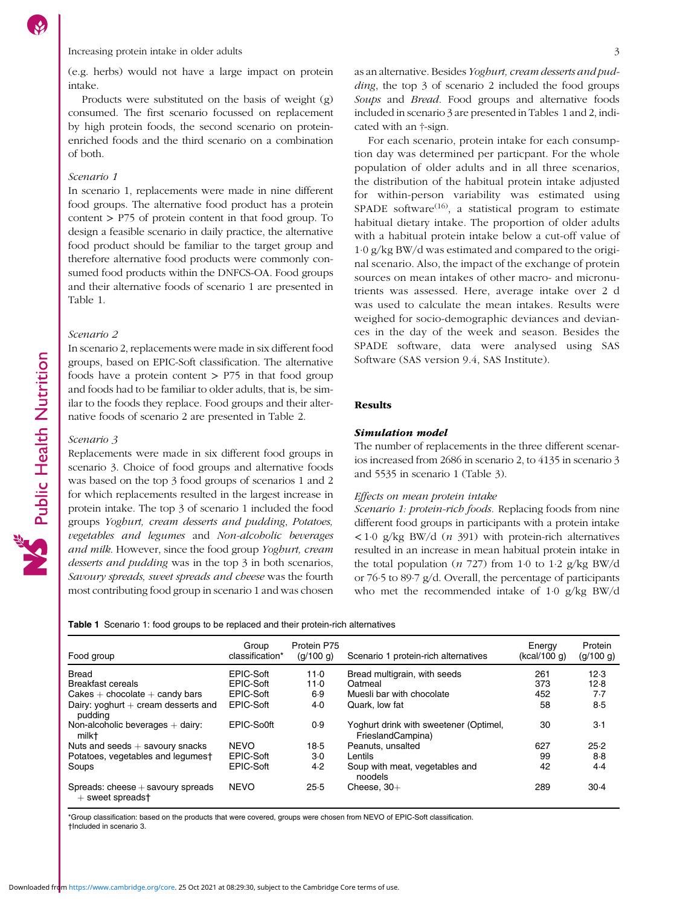(e.g. herbs) would not have a large impact on protein intake.

Products were substituted on the basis of weight (g) consumed. The first scenario focussed on replacement by high protein foods, the second scenario on protein-enriched foods and the third scenario on a combination of both.

*Scenario 1*

In scenario 1, replacements were made in nine different food groups. The alternative food product has a protein content > P75 of protein content in that food group. To design a feasible scenario in daily practice, the alternative food product should be familiar to the target group and therefore alternative food products were commonly consumed food products within the DNFCS-OA. Food groups and their alternative foods of scenario 1 are presented in Table 1.

*Scenario 2*

In scenario 2, replacements were made in six different food groups, based on EPIC-Soft classification. The alternative foods have a protein content > P75 in that food group and foods had to be familiar to older adults, that is, be similar to the foods they replace. Food groups and their alternative foods of scenario 2 are presented in Table 2.

*Scenario 3*

Replacements were made in six different food groups in scenario 3. Choice of food groups and alternative foods was based on the top 3 food groups of scenarios 1 and 2 for which replacements resulted in the largest increase in protein intake. The top 3 of scenario 1 included the food groups *Yoghurt, cream desserts and pudding*, *Potatoes, vegetables and legumes* and *Non-alcoholic beverages and milk*. However, since the food group *Yoghurt, cream desserts and pudding* was in the top 3 in both scenarios, *Savoury spreads, sweet spreads and cheese* was the fourth most contributing food group in scenario 1 and was chosen as an alternative. Besides *Yoghurt, cream desserts and pudding*, the top 3 of scenario 2 included the food groups *Soups* and *Bread*. Food groups and alternative foods included in scenario 3 are presented in Tables 1 and 2, indicated with an †-sign.

For each scenario, protein intake for each consumption day was determined per particpant. For the whole population of older adults and in all three scenarios, the distribution of the habitual protein intake adjusted for within-person variability was estimated using SPADE software[16], a statistical program to estimate habitual dietary intake. The proportion of older adults with a habitual protein intake below a cut-off value of 1·0 g/kg BW/d was estimated and compared to the original scenario. Also, the impact of the exchange of protein sources on mean intakes of other macro- and micronutrients was assessed. Here, average intake over 2 d was used to calculate the mean intakes. Results were weighed for socio-demographic deviances and deviances in the day of the week and season. Besides the SPADE software, data were analysed using SAS Software (SAS version 9.4, SAS Institute).

## Results

### Simulation model

The number of replacements in the three different scenarios increased from 2686 in scenario 2, to 4135 in scenario 3 and 5535 in scenario 1 (Table 3).

*Effects on mean protein intake*

*Scenario 1: protein-rich foods.* Replacing foods from nine different food groups in participants with a protein intake < 1·0 g/kg BW/d (*n* 391) with protein-rich alternatives resulted in an increase in mean habitual protein intake in the total population (*n* 727) from 1·0 to 1·2 g/kg BW/d or 76·5 to 89·7 g/d. Overall, the percentage of participants who met the recommended intake of 1·0 g/kg BW/d

**Table 1** Scenario 1: food groups to be replaced and their protein-rich alternatives

| Food group | Group classification* | Protein P75 (g/100 g) | Scenario 1 protein-rich alternatives | Energy (kcal/100 g) | Protein (g/100 g) |
|---|---|---|---|---|---|
| Bread | EPIC-Soft | 11·0 | Bread multigrain, with seeds | 261 | 12·3 |
| Breakfast cereals | EPIC-Soft | 11·0 | Oatmeal | 373 | 12·8 |
| Cakes + chocolate + candy bars | EPIC-Soft | 6·9 | Muesli bar with chocolate | 452 | 7·7 |
| Dairy: yoghurt + cream desserts and pudding | EPIC-Soft | 4·0 | Quark, low fat | 58 | 8·5 |
| Non-alcoholic beverages + dairy: milk† | EPIC-So0ft | 0·9 | Yoghurt drink with sweetener (Optimel, FrieslandCampina) | 30 | 3·1 |
| Nuts and seeds + savoury snacks | NEVO | 18·5 | Peanuts, unsalted | 627 | 25·2 |
| Potatoes, vegetables and legumes† | EPIC-Soft | 3·0 | Lentils | 99 | 8·8 |
| Soups | EPIC-Soft | 4·2 | Soup with meat, vegetables and noodels | 42 | 4·4 |
| Spreads: cheese + savoury spreads + sweet spreads† | NEVO | 25·5 | Cheese, 30+ | 289 | 30·4 |

*Group classification: based on the products that were covered, groups were chosen from NEVO of EPIC-Soft classification.
†Included in scenario 3.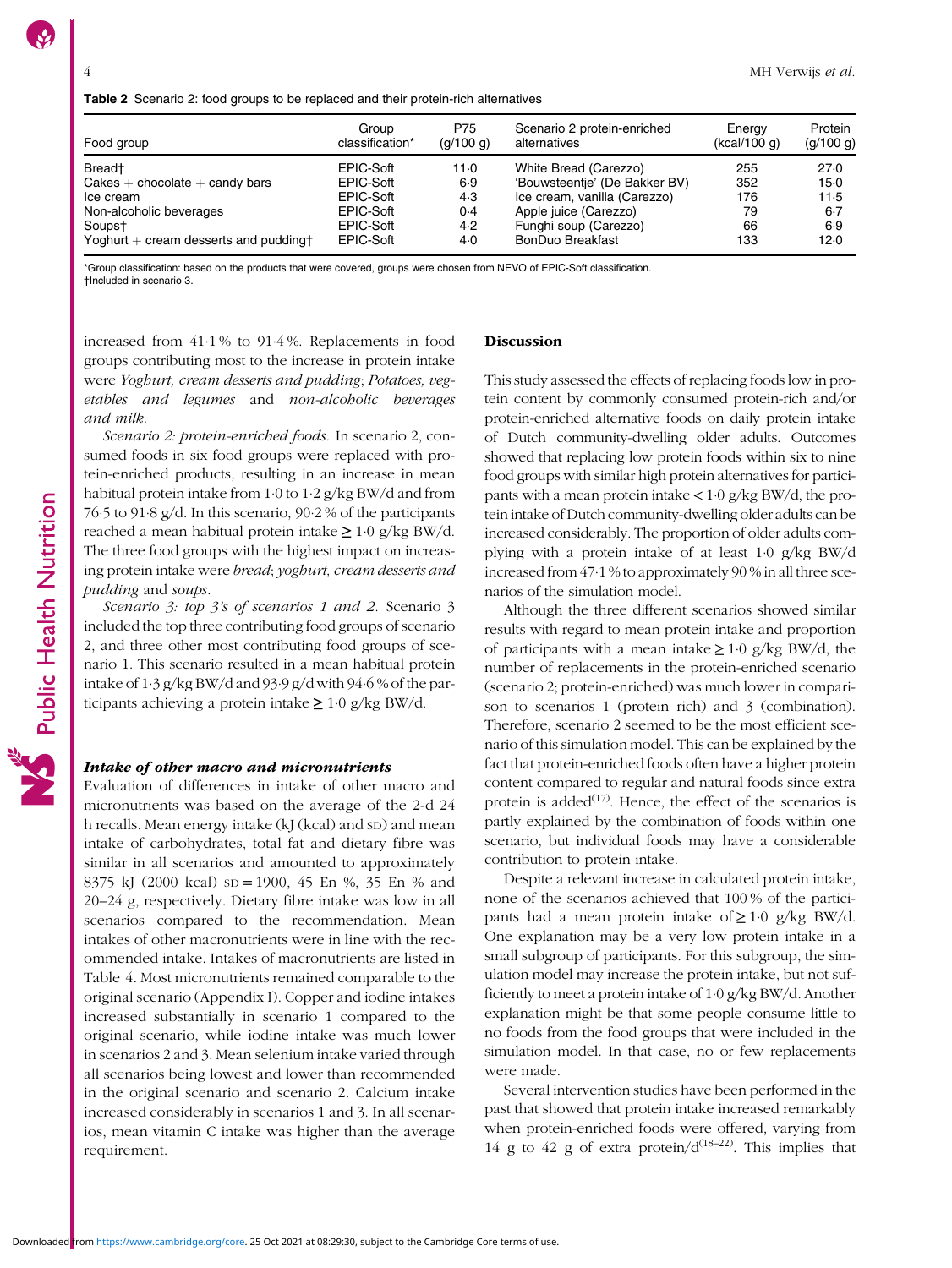**Table 2** Scenario 2: food groups to be replaced and their protein-rich alternatives

| Food group | Group classification* | P75 (g/100 g) | Scenario 2 protein-enriched alternatives | Energy (kcal/100 g) | Protein (g/100 g) |
|---|---|---|---|---|---|
| Bread† | EPIC-Soft | 11·0 | White Bread (Carezzo) | 255 | 27·0 |
| Cakes + chocolate + candy bars | EPIC-Soft | 6·9 | 'Bouwsteentje' (De Bakker BV) | 352 | 15·0 |
| Ice cream | EPIC-Soft | 4·3 | Ice cream, vanilla (Carezzo) | 176 | 11·5 |
| Non-alcoholic beverages | EPIC-Soft | 0·4 | Apple juice (Carezzo) | 79 | 6·7 |
| Soups† | EPIC-Soft | 4·2 | Funghi soup (Carezzo) | 66 | 6·9 |
| Yoghurt + cream desserts and pudding† | EPIC-Soft | 4·0 | BonDuo Breakfast | 133 | 12·0 |

*Group classification: based on the products that were covered, groups were chosen from NEVO of EPIC-Soft classification.
†Included in scenario 3.

increased from 41·1 % to 91·4 %. Replacements in food groups contributing most to the increase in protein intake were *Yoghurt, cream desserts and pudding*; *Potatoes, vegetables and legumes* and *non-alcoholic beverages and milk*.

*Scenario 2: protein-enriched foods.* In scenario 2, consumed foods in six food groups were replaced with protein-enriched products, resulting in an increase in mean habitual protein intake from 1·0 to 1·2 g/kg BW/d and from 76·5 to 91·8 g/d. In this scenario, 90·2 % of the participants reached a mean habitual protein intake ≥ 1·0 g/kg BW/d. The three food groups with the highest impact on increasing protein intake were *bread*; *yoghurt, cream desserts and pudding* and *soups*.

*Scenario 3: top 3's of scenarios 1 and 2.* Scenario 3 included the top three contributing food groups of scenario 2, and three other most contributing food groups of scenario 1. This scenario resulted in a mean habitual protein intake of 1·3 g/kg BW/d and 93·9 g/d with 94·6 % of the participants achieving a protein intake ≥ 1·0 g/kg BW/d.

### *Intake of other macro and micronutrients*

Evaluation of differences in intake of other macro and micronutrients was based on the average of the 2-d 24 h recalls. Mean energy intake (kJ (kcal) and SD) and mean intake of carbohydrates, total fat and dietary fibre was similar in all scenarios and amounted to approximately 8375 kJ (2000 kcal) SD = 1900, 45 En %, 35 En % and 20–24 g, respectively. Dietary fibre intake was low in all scenarios compared to the recommendation. Mean intakes of other macronutrients were in line with the recommended intake. Intakes of macronutrients are listed in Table 4. Most micronutrients remained comparable to the original scenario (Appendix I). Copper and iodine intakes increased substantially in scenario 1 compared to the original scenario, while iodine intake was much lower in scenarios 2 and 3. Mean selenium intake varied through all scenarios being lowest and lower than recommended in the original scenario and scenario 2. Calcium intake increased considerably in scenarios 1 and 3. In all scenarios, mean vitamin C intake was higher than the average requirement.

## Discussion

This study assessed the effects of replacing foods low in protein content by commonly consumed protein-rich and/or protein-enriched alternative foods on daily protein intake of Dutch community-dwelling older adults. Outcomes showed that replacing low protein foods within six to nine food groups with similar high protein alternatives for participants with a mean protein intake < 1·0 g/kg BW/d, the protein intake of Dutch community-dwelling older adults can be increased considerably. The proportion of older adults complying with a protein intake of at least 1·0 g/kg BW/d increased from 47·1 % to approximately 90 % in all three scenarios of the simulation model.

Although the three different scenarios showed similar results with regard to mean protein intake and proportion of participants with a mean intake ≥ 1·0 g/kg BW/d, the number of replacements in the protein-enriched scenario (scenario 2; protein-enriched) was much lower in comparison to scenarios 1 (protein rich) and 3 (combination). Therefore, scenario 2 seemed to be the most efficient scenario of this simulation model. This can be explained by the fact that protein-enriched foods often have a higher protein content compared to regular and natural foods since extra protein is added[17]. Hence, the effect of the scenarios is partly explained by the combination of foods within one scenario, but individual foods may have a considerable contribution to protein intake.

Despite a relevant increase in calculated protein intake, none of the scenarios achieved that 100 % of the participants had a mean protein intake of ≥ 1·0 g/kg BW/d. One explanation may be a very low protein intake in a small subgroup of participants. For this subgroup, the simulation model may increase the protein intake, but not sufficiently to meet a protein intake of 1·0 g/kg BW/d. Another explanation might be that some people consume little to no foods from the food groups that were included in the simulation model. In that case, no or few replacements were made.

Several intervention studies have been performed in the past that showed that protein intake increased remarkably when protein-enriched foods were offered, varying from 14 g to 42 g of extra protein/d[18–22]. This implies that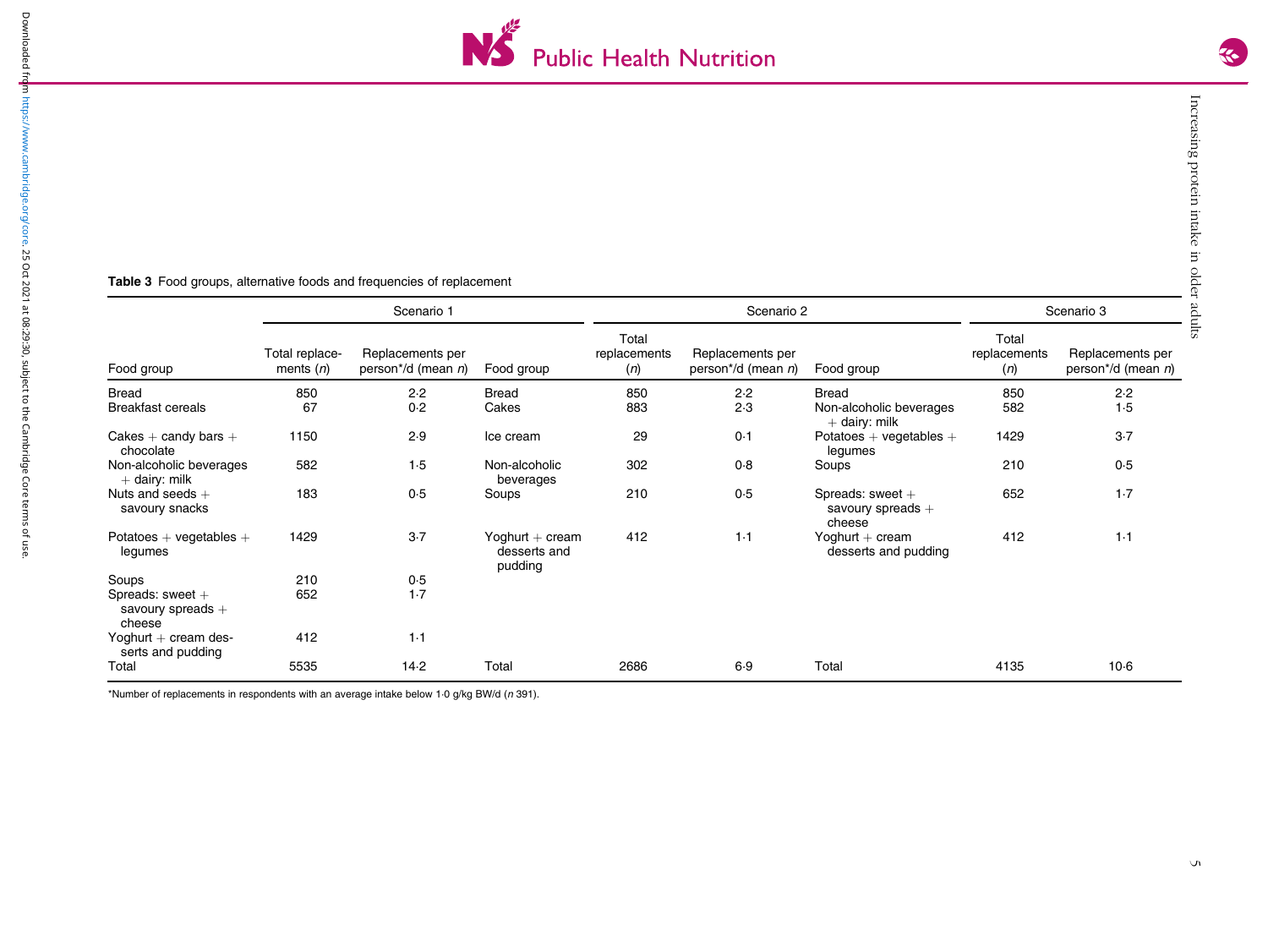**Table 3** Food groups, alternative foods and frequencies of replacement

| Scenario 1 | | | Scenario 2 | | | Scenario 3 | | |
|---|---|---|---|---|---|---|---|---|
| Food group | Total replacements (*n*) | Replacements per person*/d (mean *n*) | Food group | Total replacements (*n*) | Replacements per person*/d (mean *n*) | Food group | Total replacements (*n*) | Replacements per person*/d (mean *n*) |
| Bread | 850 | 2·2 | Bread | 850 | 2·2 | Bread | 850 | 2·2 |
| Breakfast cereals | 67 | 0·2 | Cakes | 883 | 2·3 | Non-alcoholic beverages + dairy: milk | 582 | 1·5 |
| Cakes + candy bars + chocolate | 1150 | 2·9 | Ice cream | 29 | 0·1 | Potatoes + vegetables + legumes | 1429 | 3·7 |
| Non-alcoholic beverages + dairy: milk | 582 | 1·5 | Non-alcoholic beverages | 302 | 0·8 | Soups | 210 | 0·5 |
| Nuts and seeds + savoury snacks | 183 | 0·5 | Soups | 210 | 0·5 | Spreads: sweet + savoury spreads + cheese | 652 | 1·7 |
| Potatoes + vegetables + legumes | 1429 | 3·7 | Yoghurt + cream desserts and pudding | 412 | 1·1 | Yoghurt + cream desserts and pudding | 412 | 1·1 |
| Soups | 210 | 0·5 | | | | | | |
| Spreads: sweet + savoury spreads + cheese | 652 | 1·7 | | | | | | |
| Yoghurt + cream desserts and pudding | 412 | 1·1 | | | | | | |
| Total | 5535 | 14·2 | Total | 2686 | 6·9 | Total | 4135 | 10·6 |

*Number of replacements in respondents with an average intake below 1·0 g/kg BW/d (*n* 391).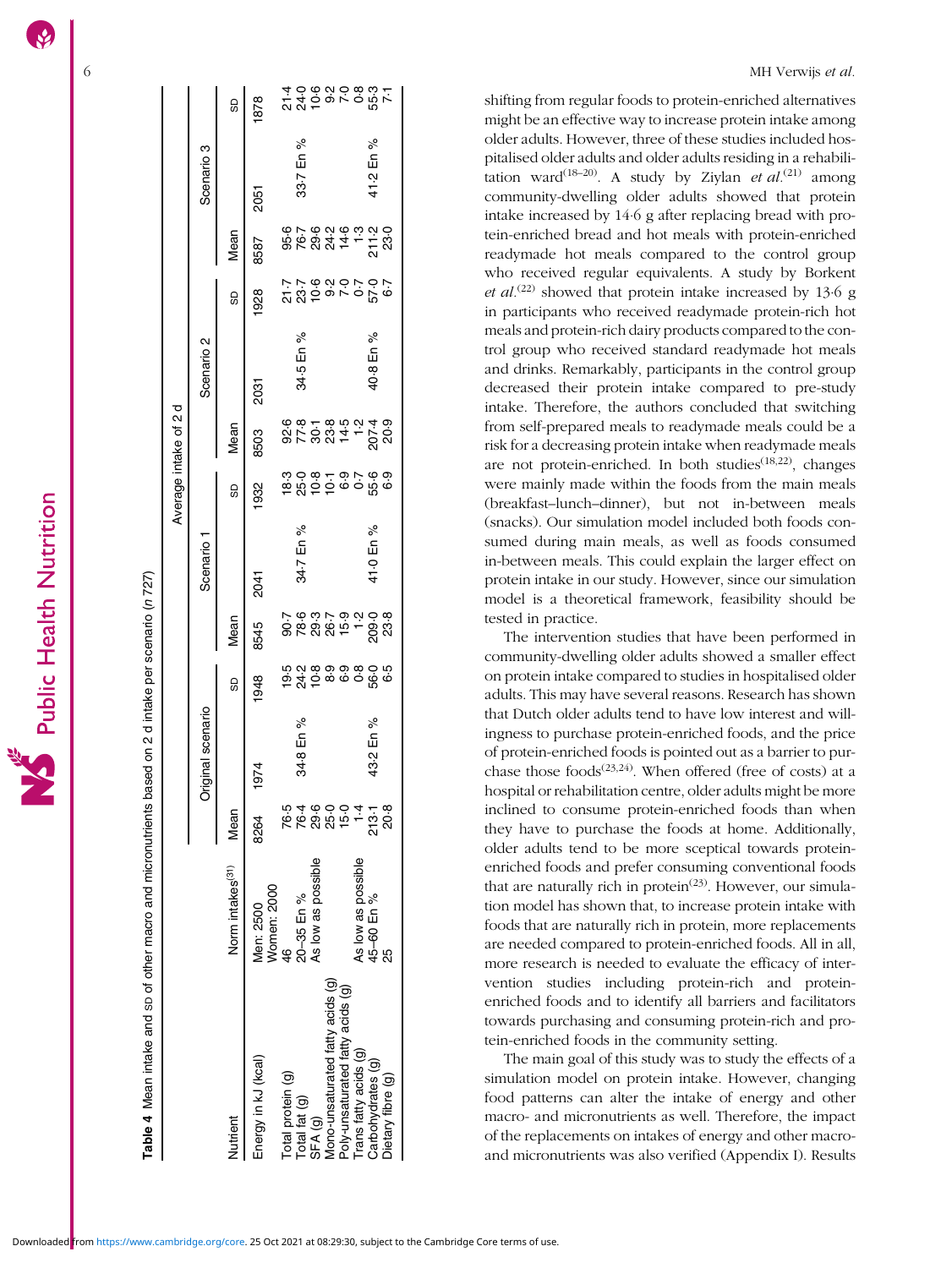**Table 4** Mean intake and SD of other macro and micronutrients based on 2 d intake per scenario (*n* 727)

| | | Average intake of 2 d | | | | | | | | | | | |
|---|---|---|---|---|---|---|---|---|---|---|---|---|---|
| | | Original scenario | | | Scenario 1 | | | Scenario 2 | | | Scenario 3 | | |
| Nutrient | Norm intakes[31] | Mean | | SD | Mean | | SD | Mean | | SD | Mean | | SD |
| Energy in kJ (kcal) | Men: 2500 Women: 2000 | 8264 | 1974 | 1948 | 8545 | 2041 | 1932 | 8503 | 2031 | 1928 | 8587 | 2051 | 1878 |
| Total protein (g) | 46 | 76·5 | | 19·5 | 90·7 | | 18·3 | 92·6 | | 21·7 | 95·6 | | 21·4 |
| Total fat (g) | 20–35 En % | 76·4 | 34·8 En % | 24·2 | 78·6 | 34·7 En % | 25·0 | 77·8 | 34·5 En % | 23·7 | 76·7 | 33·7 En % | 24·0 |
| SFA (g) | As low as possible | 29·6 | | 10·8 | 29·3 | | 10·8 | 30·1 | | 10·6 | 29·6 | | 10·6 |
| Mono-unsaturated fatty acids (g) | 25·0 | 25·0 | | 8·9 | 26·7 | | 10·1 | 23·8 | | 9·2 | 24·2 | | 9·2 |
| Poly-unsaturated fatty acids (g) | | 15·0 | | 6·9 | 15·9 | | 6·9 | 14·5 | | 7·0 | 14·6 | | 7·0 |
| Trans fatty acids (g) | As low as possible | 1·4 | | 0·8 | 1·2 | | 0·7 | 1·2 | | 0·7 | 1·3 | | 0·8 |
| Carbohydrates (g) | 45–60 En % | 213·1 | 43·2 En % | 56·0 | 209·0 | 41·0 En % | 55·6 | 207·4 | 40·8 En % | 57·0 | 211·2 | 41·2 En % | 55·3 |
| Dietary fibre (g) | 25 | 20·8 | | 6·5 | 23·8 | | 6·9 | 20·9 | | 6·7 | 23·0 | | 7·1 |

shifting from regular foods to protein-enriched alternatives might be an effective way to increase protein intake among older adults. However, three of these studies included hospitalised older adults and older adults residing in a rehabilitation ward[18–20]. A study by Ziylan *et al.*[21] among community-dwelling older adults showed that protein intake increased by 14·6 g after replacing bread with protein-enriched bread and hot meals with protein-enriched readymade hot meals compared to the control group who received regular equivalents. A study by Borkent *et al.*[22] showed that protein intake increased by 13·6 g in participants who received readymade protein-rich hot meals and protein-rich dairy products compared to the control group who received standard readymade hot meals and drinks. Remarkably, participants in the control group decreased their protein intake compared to pre-study intake. Therefore, the authors concluded that switching from self-prepared meals to readymade meals could be a risk for a decreasing protein intake when readymade meals are not protein-enriched. In both studies[18,22], changes were mainly made within the foods from the main meals (breakfast–lunch–dinner), but not in-between meals (snacks). Our simulation model included both foods consumed during main meals, as well as foods consumed in-between meals. This could explain the larger effect on protein intake in our study. However, since our simulation model is a theoretical framework, feasibility should be tested in practice.

The intervention studies that have been performed in community-dwelling older adults showed a smaller effect on protein intake compared to studies in hospitalised older adults. This may have several reasons. Research has shown that Dutch older adults tend to have low interest and willingness to purchase protein-enriched foods, and the price of protein-enriched foods is pointed out as a barrier to purchase those foods[23,24]. When offered (free of costs) at a hospital or rehabilitation centre, older adults might be more inclined to consume protein-enriched foods than when they have to purchase the foods at home. Additionally, older adults tend to be more sceptical towards protein-enriched foods and prefer consuming conventional foods that are naturally rich in protein[23]. However, our simulation model has shown that, to increase protein intake with foods that are naturally rich in protein, more replacements are needed compared to protein-enriched foods. All in all, more research is needed to evaluate the efficacy of intervention studies including protein-rich and protein-enriched foods and to identify all barriers and facilitators towards purchasing and consuming protein-rich and protein-enriched foods in the community setting.

The main goal of this study was to study the effects of a simulation model on protein intake. However, changing food patterns can alter the intake of energy and other macro- and micronutrients as well. Therefore, the impact of the replacements on intakes of energy and other macro- and micronutrients was also verified (Appendix I). Results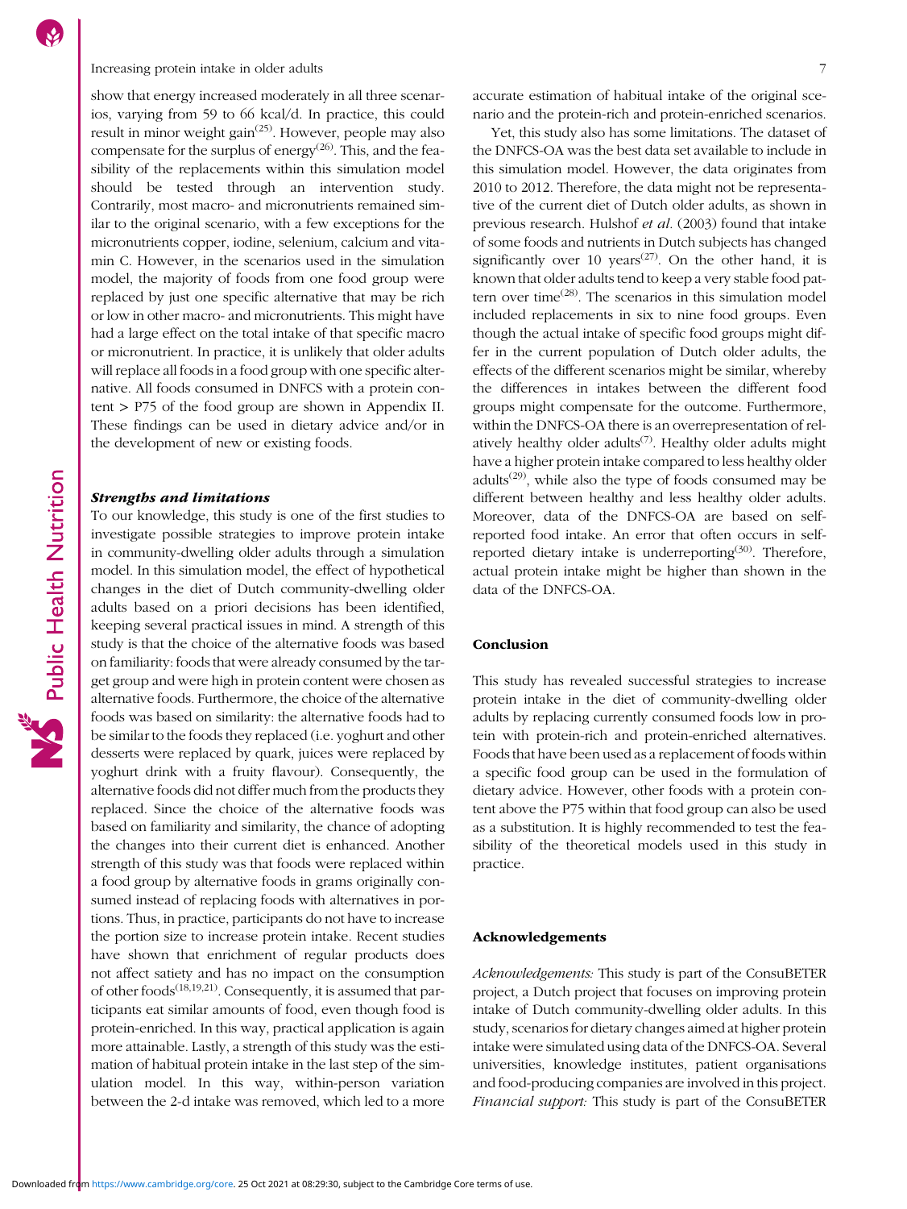show that energy increased moderately in all three scenarios, varying from 59 to 66 kcal/d. In practice, this could result in minor weight gain[25]. However, people may also compensate for the surplus of energy[26]. This, and the feasibility of the replacements within this simulation model should be tested through an intervention study. Contrarily, most macro- and micronutrients remained similar to the original scenario, with a few exceptions for the micronutrients copper, iodine, selenium, calcium and vitamin C. However, in the scenarios used in the simulation model, the majority of foods from one food group were replaced by just one specific alternative that may be rich or low in other macro- and micronutrients. This might have had a large effect on the total intake of that specific macro or micronutrient. In practice, it is unlikely that older adults will replace all foods in a food group with one specific alternative. All foods consumed in DNFCS with a protein content > P75 of the food group are shown in Appendix II. These findings can be used in dietary advice and/or in the development of new or existing foods.

### *Strengths and limitations*

To our knowledge, this study is one of the first studies to investigate possible strategies to improve protein intake in community-dwelling older adults through a simulation model. In this simulation model, the effect of hypothetical changes in the diet of Dutch community-dwelling older adults based on a priori decisions has been identified, keeping several practical issues in mind. A strength of this study is that the choice of the alternative foods was based on familiarity: foods that were already consumed by the target group and were high in protein content were chosen as alternative foods. Furthermore, the choice of the alternative foods was based on similarity: the alternative foods had to be similar to the foods they replaced (i.e. yoghurt and other desserts were replaced by quark, juices were replaced by yoghurt drink with a fruity flavour). Consequently, the alternative foods did not differ much from the products they replaced. Since the choice of the alternative foods was based on familiarity and similarity, the chance of adopting the changes into their current diet is enhanced. Another strength of this study was that foods were replaced within a food group by alternative foods in grams originally consumed instead of replacing foods with alternatives in portions. Thus, in practice, participants do not have to increase the portion size to increase protein intake. Recent studies have shown that enrichment of regular products does not affect satiety and has no impact on the consumption of other foods[18,19,21]. Consequently, it is assumed that participants eat similar amounts of food, even though food is protein-enriched. In this way, practical application is again more attainable. Lastly, a strength of this study was the estimation of habitual protein intake in the last step of the simulation model. In this way, within-person variation between the 2-d intake was removed, which led to a more accurate estimation of habitual intake of the original scenario and the protein-rich and protein-enriched scenarios.

Yet, this study also has some limitations. The dataset of the DNFCS-OA was the best data set available to include in this simulation model. However, the data originates from 2010 to 2012. Therefore, the data might not be representative of the current diet of Dutch older adults, as shown in previous research. Hulshof *et al.* (2003) found that intake of some foods and nutrients in Dutch subjects has changed significantly over 10 years[27]. On the other hand, it is known that older adults tend to keep a very stable food pattern over time[28]. The scenarios in this simulation model included replacements in six to nine food groups. Even though the actual intake of specific food groups might differ in the current population of Dutch older adults, the effects of the different scenarios might be similar, whereby the differences in intakes between the different food groups might compensate for the outcome. Furthermore, within the DNFCS-OA there is an overrepresentation of relatively healthy older adults[7]. Healthy older adults might have a higher protein intake compared to less healthy older adults[29], while also the type of foods consumed may be different between healthy and less healthy older adults. Moreover, data of the DNFCS-OA are based on self-reported food intake. An error that often occurs in self-reported dietary intake is underreporting[30]. Therefore, actual protein intake might be higher than shown in the data of the DNFCS-OA.

## Conclusion

This study has revealed successful strategies to increase protein intake in the diet of community-dwelling older adults by replacing currently consumed foods low in protein with protein-rich and protein-enriched alternatives. Foods that have been used as a replacement of foods within a specific food group can be used in the formulation of dietary advice. However, other foods with a protein content above the P75 within that food group can also be used as a substitution. It is highly recommended to test the feasibility of the theoretical models used in this study in practice.

## Acknowledgements

*Acknowledgements:* This study is part of the ConsuBETER project, a Dutch project that focuses on improving protein intake of Dutch community-dwelling older adults. In this study, scenarios for dietary changes aimed at higher protein intake were simulated using data of the DNFCS-OA. Several universities, knowledge institutes, patient organisations and food-producing companies are involved in this project. *Financial support:* This study is part of the ConsuBETER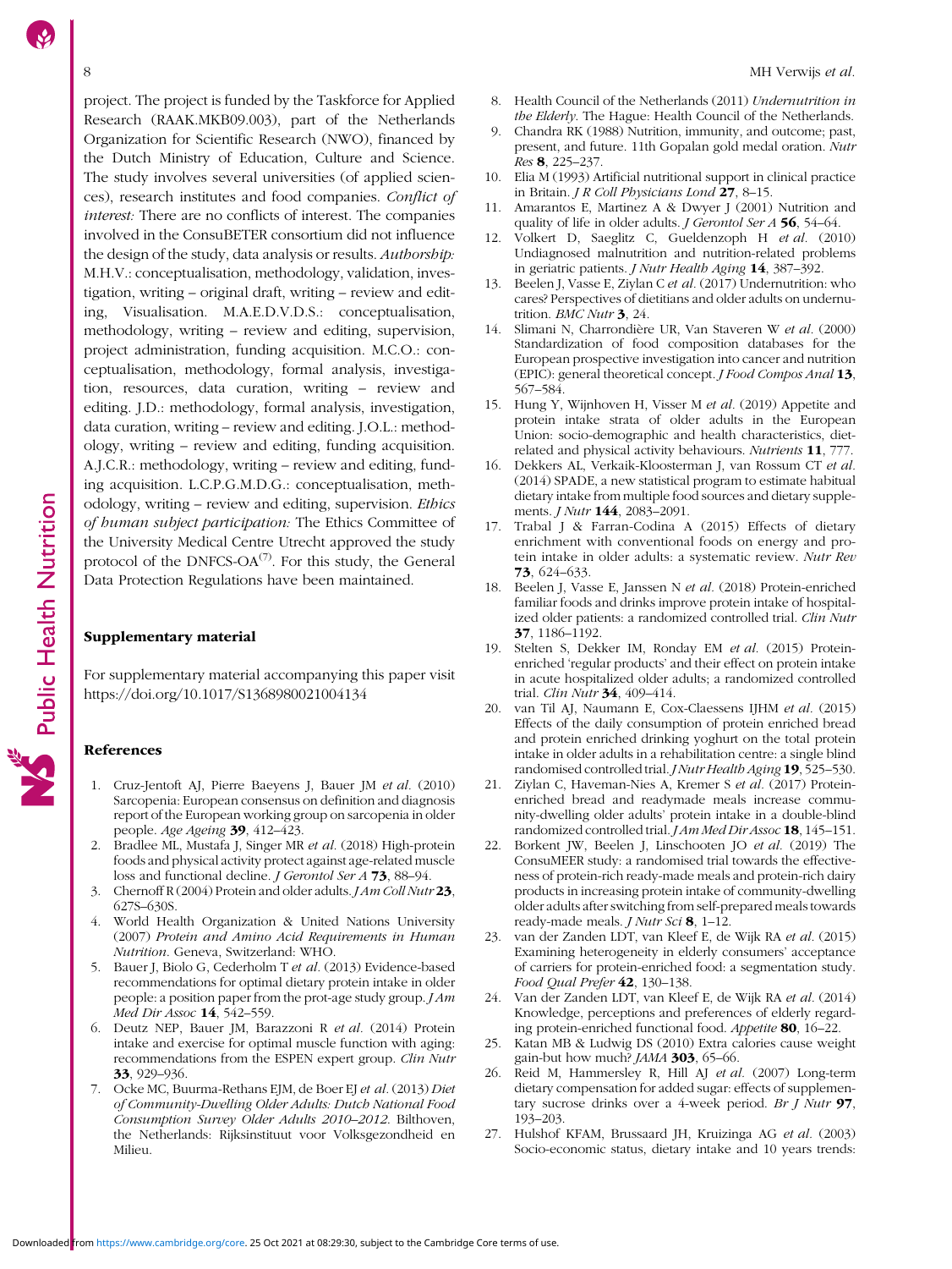project. The project is funded by the Taskforce for Applied Research (RAAK.MKB09.003), part of the Netherlands Organization for Scientific Research (NWO), financed by the Dutch Ministry of Education, Culture and Science. The study involves several universities (of applied sciences), research institutes and food companies. *Conflict of interest:* There are no conflicts of interest. The companies involved in the ConsuBETER consortium did not influence the design of the study, data analysis or results. *Authorship:* M.H.V.: conceptualisation, methodology, validation, investigation, writing – original draft, writing – review and editing, Visualisation. M.A.E.D.V.D.S.: conceptualisation, methodology, writing – review and editing, supervision, project administration, funding acquisition. M.C.O.: conceptualisation, methodology, formal analysis, investigation, resources, data curation, writing – review and editing. J.D.: methodology, formal analysis, investigation, data curation, writing – review and editing. J.O.L.: methodology, writing – review and editing, funding acquisition. A.J.C.R.: methodology, writing – review and editing, funding acquisition. L.C.P.G.M.D.G.: conceptualisation, methodology, writing – review and editing, supervision. *Ethics of human subject participation:* The Ethics Committee of the University Medical Centre Utrecht approved the study protocol of the DNFCS-OA[7]. For this study, the General Data Protection Regulations have been maintained.

## Supplementary material

For supplementary material accompanying this paper visit https://doi.org/10.1017/S1368980021004134

## References

1. Cruz-Jentoft AJ, Pierre Baeyens J, Bauer JM *et al.* (2010) Sarcopenia: European consensus on definition and diagnosis report of the European working group on sarcopenia in older people. *Age Ageing* **39**, 412–423.
2. Bradlee ML, Mustafa J, Singer MR *et al.* (2018) High-protein foods and physical activity protect against age-related muscle loss and functional decline. *J Gerontol Ser A* **73**, 88–94.
3. Chernoff R (2004) Protein and older adults. *J Am Coll Nutr* **23**, 627S–630S.
4. World Health Organization & United Nations University (2007) *Protein and Amino Acid Requirements in Human Nutrition*. Geneva, Switzerland: WHO.
5. Bauer J, Biolo G, Cederholm T *et al.* (2013) Evidence-based recommendations for optimal dietary protein intake in older people: a position paper from the prot-age study group. *J Am Med Dir Assoc* **14**, 542–559.
6. Deutz NEP, Bauer JM, Barazzoni R *et al.* (2014) Protein intake and exercise for optimal muscle function with aging: recommendations from the ESPEN expert group. *Clin Nutr* **33**, 929–936.
7. Ocke MC, Buurma-Rethans EJM, de Boer EJ *et al.* (2013) *Diet of Community-Dwelling Older Adults: Dutch National Food Consumption Survey Older Adults 2010–2012*. Bilthoven, the Netherlands: Rijksinstituut voor Volksgezondheid en Milieu.
8. Health Council of the Netherlands (2011) *Undernutrition in the Elderly*. The Hague: Health Council of the Netherlands.
9. Chandra RK (1988) Nutrition, immunity, and outcome; past, present, and future. 11th Gopalan gold medal oration. *Nutr Res* **8**, 225–237.
10. Elia M (1993) Artificial nutritional support in clinical practice in Britain. *J R Coll Physicians Lond* **27**, 8–15.
11. Amarantos E, Martinez A & Dwyer J (2001) Nutrition and quality of life in older adults. *J Gerontol Ser A* **56**, 54–64.
12. Volkert D, Saeglitz C, Gueldenzoph H *et al.* (2010) Undiagnosed malnutrition and nutrition-related problems in geriatric patients. *J Nutr Health Aging* **14**, 387–392.
13. Beelen J, Vasse E, Ziylan C *et al.* (2017) Undernutrition: who cares? Perspectives of dietitians and older adults on undernutrition. *BMC Nutr* **3**, 24.
14. Slimani N, Charrondière UR, Van Staveren W *et al.* (2000) Standardization of food composition databases for the European prospective investigation into cancer and nutrition (EPIC): general theoretical concept. *J Food Compos Anal* **13**, 567–584.
15. Hung Y, Wijnhoven H, Visser M *et al.* (2019) Appetite and protein intake strata of older adults in the European Union: socio-demographic and health characteristics, diet-related and physical activity behaviours. *Nutrients* **11**, 777.
16. Dekkers AL, Verkaik-Kloosterman J, van Rossum CT *et al.* (2014) SPADE, a new statistical program to estimate habitual dietary intake from multiple food sources and dietary supplements. *J Nutr* **144**, 2083–2091.
17. Trabal J & Farran-Codina A (2015) Effects of dietary enrichment with conventional foods on energy and protein intake in older adults: a systematic review. *Nutr Rev* **73**, 624–633.
18. Beelen J, Vasse E, Janssen N *et al.* (2018) Protein-enriched familiar foods and drinks improve protein intake of hospitalized older patients: a randomized controlled trial. *Clin Nutr* **37**, 1186–1192.
19. Stelten S, Dekker IM, Ronday EM *et al.* (2015) Protein-enriched 'regular products' and their effect on protein intake in acute hospitalized older adults; a randomized controlled trial. *Clin Nutr* **34**, 409–414.
20. van Til AJ, Naumann E, Cox-Claessens IJHM *et al.* (2015) Effects of the daily consumption of protein enriched bread and protein enriched drinking yoghurt on the total protein intake in older adults in a rehabilitation centre: a single blind randomised controlled trial. *J Nutr Health Aging* **19**, 525–530.
21. Ziylan C, Haveman-Nies A, Kremer S *et al.* (2017) Protein-enriched bread and readymade meals increase community-dwelling older adults' protein intake in a double-blind randomized controlled trial. *J Am Med Dir Assoc* **18**, 145–151.
22. Borkent JW, Beelen J, Linschooten JO *et al.* (2019) The ConsuMEER study: a randomised trial towards the effectiveness of protein-rich ready-made meals and protein-rich dairy products in increasing protein intake of community-dwelling older adults after switching from self-prepared meals towards ready-made meals. *J Nutr Sci* **8**, 1–12.
23. van der Zanden LDT, van Kleef E, de Wijk RA *et al.* (2015) Examining heterogeneity in elderly consumers' acceptance of carriers for protein-enriched food: a segmentation study. *Food Qual Prefer* **42**, 130–138.
24. Van der Zanden LDT, van Kleef E, de Wijk RA *et al.* (2014) Knowledge, perceptions and preferences of elderly regarding protein-enriched functional food. *Appetite* **80**, 16–22.
25. Katan MB & Ludwig DS (2010) Extra calories cause weight gain-but how much? *JAMA* **303**, 65–66.
26. Reid M, Hammersley R, Hill AJ *et al.* (2007) Long-term dietary compensation for added sugar: effects of supplementary sucrose drinks over a 4-week period. *Br J Nutr* **97**, 193–203.
27. Hulshof KFAM, Brussaard JH, Kruizinga AG *et al.* (2003) Socio-economic status, dietary intake and 10 years trends: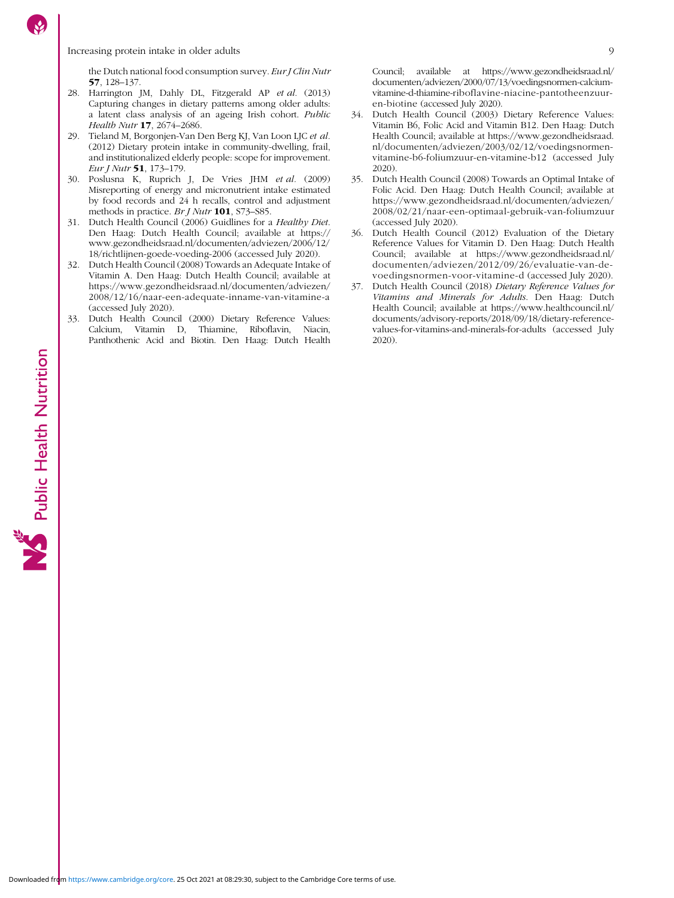the Dutch national food consumption survey. *Eur J Clin Nutr* **57**, 128–137.

28. Harrington JM, Dahly DL, Fitzgerald AP *et al.* (2013) Capturing changes in dietary patterns among older adults: a latent class analysis of an ageing Irish cohort. *Public Health Nutr* **17**, 2674–2686.
29. Tieland M, Borgonjen-Van Den Berg KJ, Van Loon LJC *et al.* (2012) Dietary protein intake in community-dwelling, frail, and institutionalized elderly people: scope for improvement. *Eur J Nutr* **51**, 173–179.
30. Poslusna K, Ruprich J, De Vries JHM *et al.* (2009) Misreporting of energy and micronutrient intake estimated by food records and 24 h recalls, control and adjustment methods in practice. *Br J Nutr* **101**, S73–S85.
31. Dutch Health Council (2006) Guidlines for a *Healthy Diet*. Den Haag: Dutch Health Council; available at https://www.gezondheidsraad.nl/documenten/adviezen/2006/12/18/richtlijnen-goede-voeding-2006 (accessed July 2020).
32. Dutch Health Council (2008) Towards an Adequate Intake of Vitamin A. Den Haag: Dutch Health Council; available at https://www.gezondheidsraad.nl/documenten/adviezen/2008/12/16/naar-een-adequate-inname-van-vitamine-a (accessed July 2020).
33. Dutch Health Council (2000) Dietary Reference Values: Calcium, Vitamin D, Thiamine, Riboflavin, Niacin, Panthothenic Acid and Biotin. Den Haag: Dutch Health Council; available at https://www.gezondheidsraad.nl/documenten/adviezen/2000/07/13/voedingsnormen-calcium-vitamine-d-thiamine-riboflavine-niacine-pantotheenzuur-en-biotine (accessed July 2020).
34. Dutch Health Council (2003) Dietary Reference Values: Vitamin B6, Folic Acid and Vitamin B12. Den Haag: Dutch Health Council; available at https://www.gezondheidsraad.nl/documenten/adviezen/2003/02/12/voedingsnormen-vitamine-b6-foliumzuur-en-vitamine-b12 (accessed July 2020).
35. Dutch Health Council (2008) Towards an Optimal Intake of Folic Acid. Den Haag: Dutch Health Council; available at https://www.gezondheidsraad.nl/documenten/adviezen/2008/02/21/naar-een-optimaal-gebruik-van-foliumzuur (accessed July 2020).
36. Dutch Health Council (2012) Evaluation of the Dietary Reference Values for Vitamin D. Den Haag: Dutch Health Council; available at https://www.gezondheidsraad.nl/documenten/adviezen/2012/09/26/evaluatie-van-de-voedingsnormen-voor-vitamine-d (accessed July 2020).
37. Dutch Health Council (2018) *Dietary Reference Values for Vitamins and Minerals for Adults*. Den Haag: Dutch Health Council; available at https://www.healthcouncil.nl/documents/advisory-reports/2018/09/18/dietary-reference-values-for-vitamins-and-minerals-for-adults (accessed July 2020).